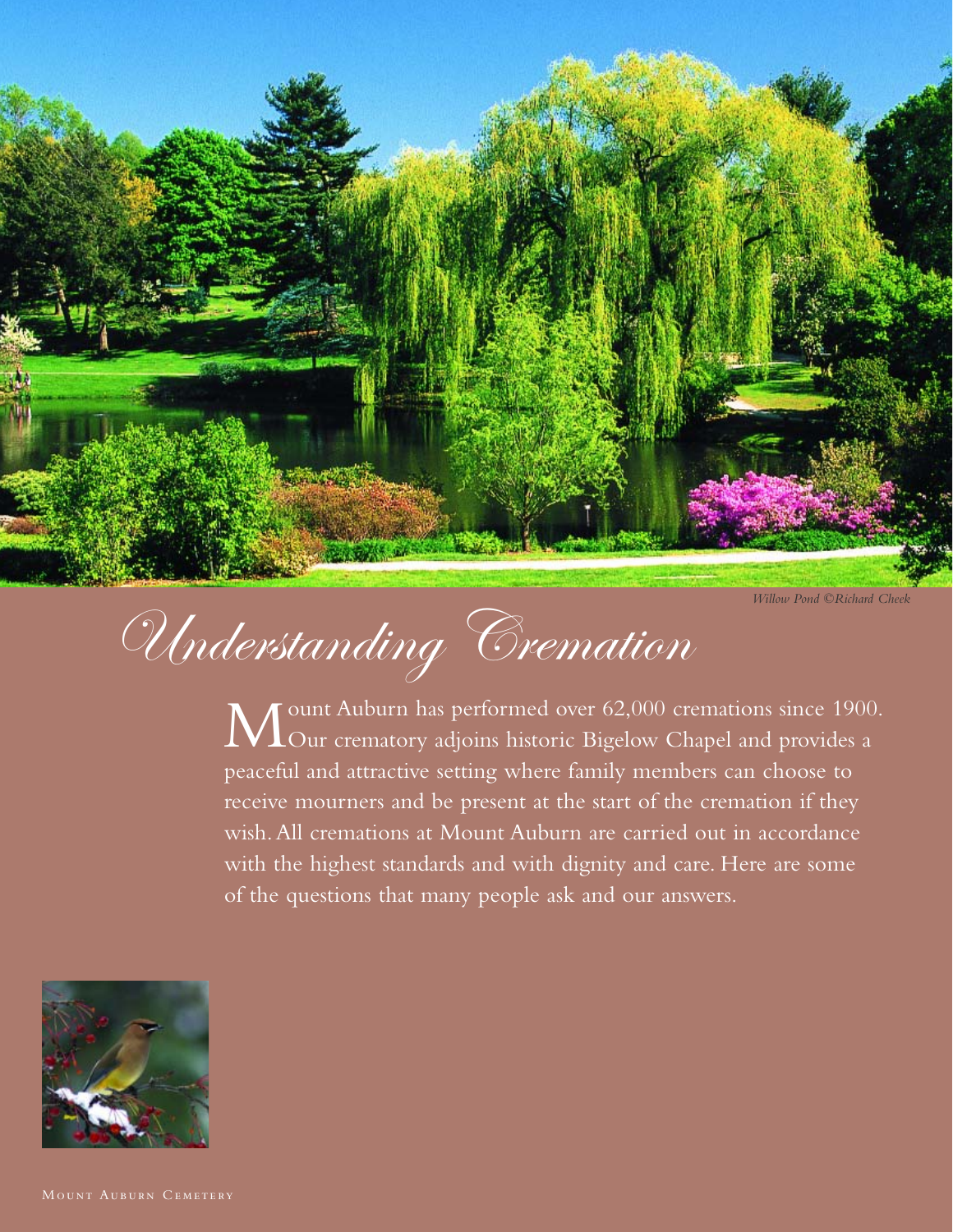*Willow Pond ©Richard Cheek*

# Understanding Cremation

Mount Auburn has performed over 62,000 cremations since 1900. Our crematory adjoins historic Bigelow Chapel and provides a peaceful and attractive setting where family members can choose to receive mourners and be present at the start of the cremation if they wish. All cremations at Mount Auburn are carried out in accordance with the highest standards and with dignity and care. Here are some of the questions that many people ask and our answers.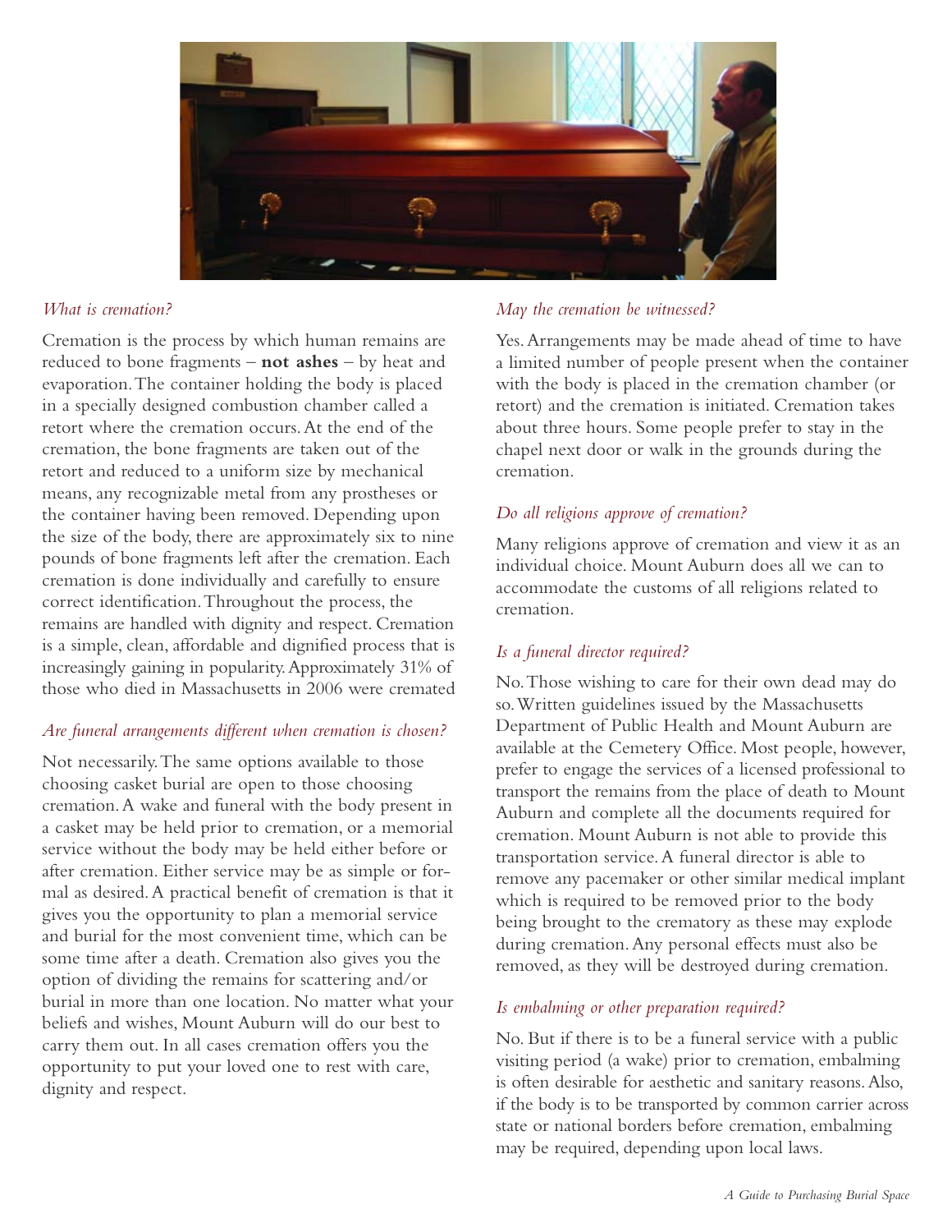### *What is cremation?*

Cremation is the process by which human remains are reduced to bone fragments – **not ashes** – by heat and evaporation. The container holding the body is placed in a specially designed combustion chamber called a retort where the cremation occurs. At the end of the cremation, the bone fragments are taken out of the retort and reduced to a uniform size by mechanical means, any recognizable metal from any prostheses or the container having been removed. Depending upon the size of the body, there are approximately six to nine pounds of bone fragments left after the cremation. Each cremation is done individually and carefully to ensure correct identification. Throughout the process, the remains are handled with dignity and respect. Cremation is a simple, clean, affordable and dignified process that is increasingly gaining in popularity. Approximately 31% of those who died in Massachusetts in 2006 were cremated

### *Are funeral arrangements different when cremation is chosen?*

Not necessarily. The same options available to those choosing casket burial are open to those choosing cremation. A wake and funeral with the body present in a casket may be held prior to cremation, or a memorial service without the body may be held either before or after cremation. Either service may be as simple or formal as desired. A practical benefit of cremation is that it gives you the opportunity to plan a memorial service and burial for the most convenient time, which can be some time after a death. Cremation also gives you the option of dividing the remains for scattering and/or burial in more than one location. No matter what your beliefs and wishes, Mount Auburn will do our best to carry them out. In all cases cremation offers you the opportunity to put your loved one to rest with care, dignity and respect.

### *May the cremation be witnessed?*

Yes. Arrangements may be made ahead of time to have a limited number of people present when the container with the body is placed in the cremation chamber (or retort) and the cremation is initiated. Cremation takes about three hours. Some people prefer to stay in the chapel next door or walk in the grounds during the cremation.

### *Do all religions approve of cremation?*

Many religions approve of cremation and view it as an individual choice. Mount Auburn does all we can to accommodate the customs of all religions related to cremation.

### *Is a funeral director required?*

No. Those wishing to care for their own dead may do so. Written guidelines issued by the Massachusetts Department of Public Health and Mount Auburn are available at the Cemetery Office. Most people, however, prefer to engage the services of a licensed professional to transport the remains from the place of death to Mount Auburn and complete all the documents required for cremation. Mount Auburn is not able to provide this transportation service. A funeral director is able to remove any pacemaker or other similar medical implant which is required to be removed prior to the body being brought to the crematory as these may explode during cremation. Any personal effects must also be removed, as they will be destroyed during cremation.

### *Is embalming or other preparation required?*

No. But if there is to be a funeral service with a public visiting period (a wake) prior to cremation, embalming is often desirable for aesthetic and sanitary reasons. Also, if the body is to be transported by common carrier across state or national borders before cremation, embalming may be required, depending upon local laws.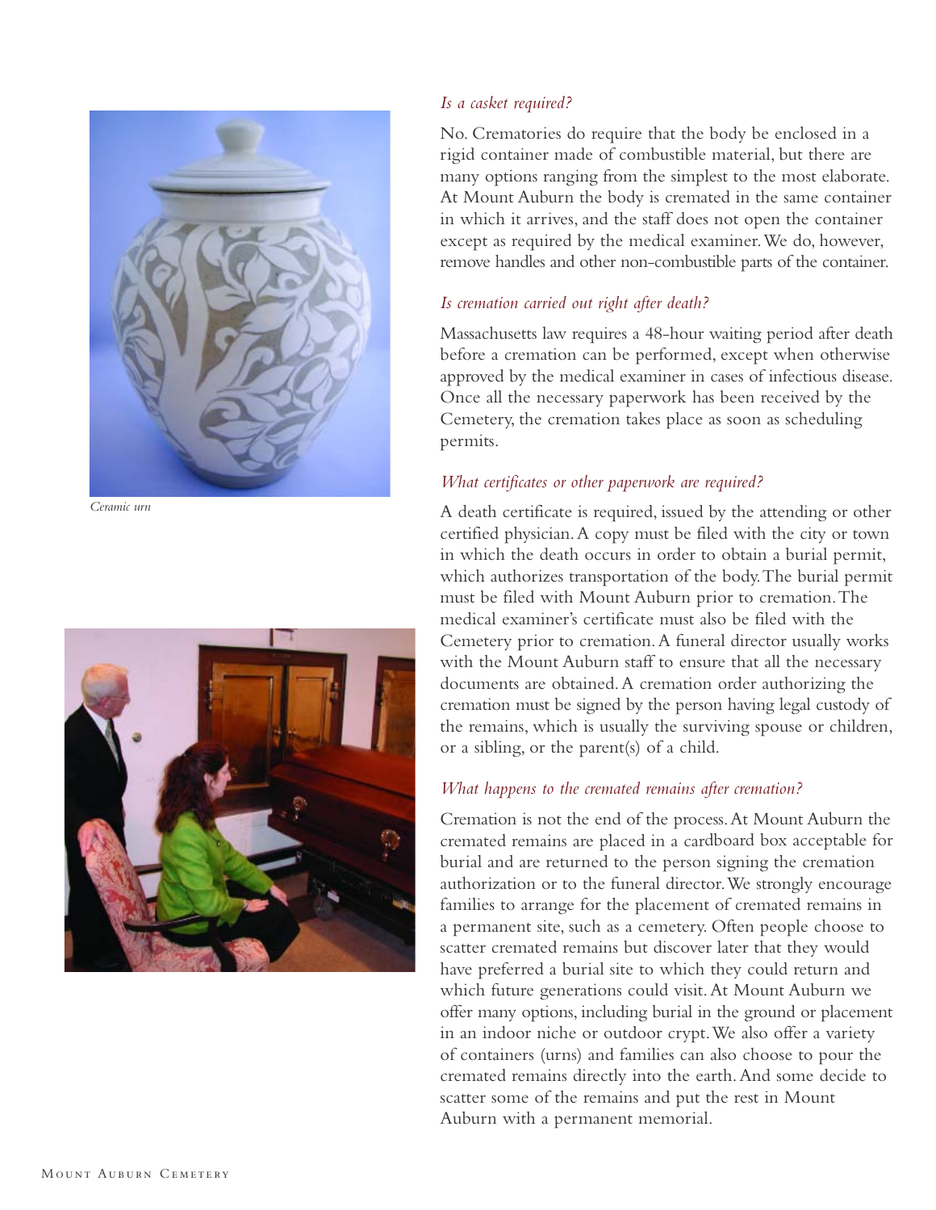*Ceramic urn*

### *Is a casket required?*

No. Crematories do require that the body be enclosed in a rigid container made of combustible material, but there are many options ranging from the simplest to the most elaborate. At Mount Auburn the body is cremated in the same container in which it arrives, and the staff does not open the container except as required by the medical examiner. We do, however, remove handles and other non-combustible parts of the container.

### *Is cremation carried out right after death?*

Massachusetts law requires a 48-hour waiting period after death before a cremation can be performed, except when otherwise approved by the medical examiner in cases of infectious disease. Once all the necessary paperwork has been received by the Cemetery, the cremation takes place as soon as scheduling permits.

### *What certificates or other paperwork are required?*

A death certificate is required, issued by the attending or other certified physician. A copy must be filed with the city or town in which the death occurs in order to obtain a burial permit, which authorizes transportation of the body. The burial permit must be filed with Mount Auburn prior to cremation. The medical examiner's certificate must also be filed with the Cemetery prior to cremation. A funeral director usually works with the Mount Auburn staff to ensure that all the necessary documents are obtained. A cremation order authorizing the cremation must be signed by the person having legal custody of the remains, which is usually the surviving spouse or children, or a sibling, or the parent(s) of a child.

### *What happens to the cremated remains after cremation?*

Cremation is not the end of the process. At Mount Auburn the cremated remains are placed in a cardboard box acceptable for burial and are returned to the person signing the cremation authorization or to the funeral director. We strongly encourage families to arrange for the placement of cremated remains in a permanent site, such as a cemetery. Often people choose to scatter cremated remains but discover later that they would have preferred a burial site to which they could return and which future generations could visit. At Mount Auburn we offer many options, including burial in the ground or placement in an indoor niche or outdoor crypt. We also offer a variety of containers (urns) and families can also choose to pour the cremated remains directly into the earth. And some decide to scatter some of the remains and put the rest in Mount Auburn with a permanent memorial.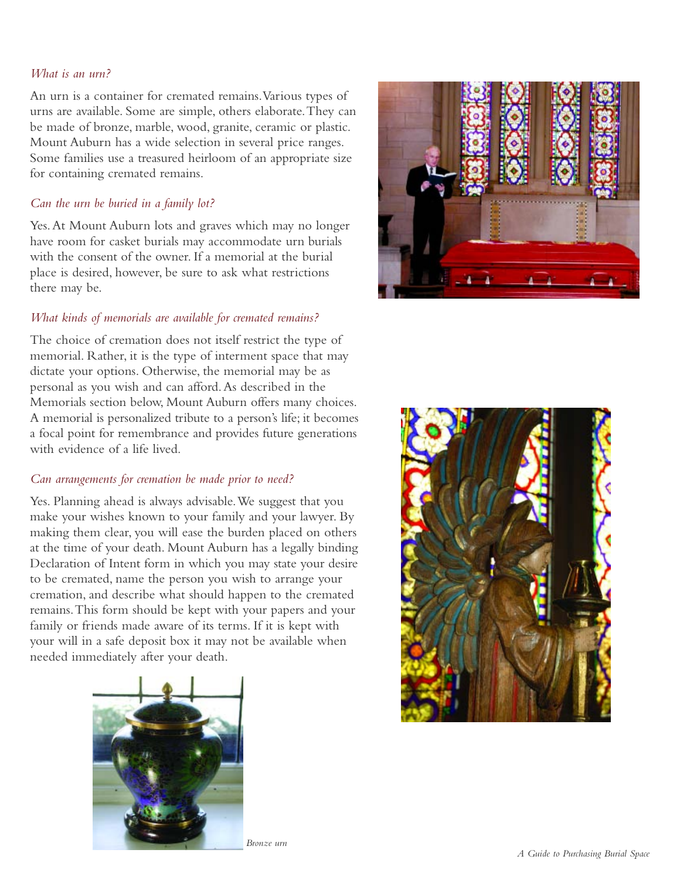*What is an urn?*

An urn is a container for cremated remains. Various types of urns are available. Some are simple, others elaborate. They can be made of bronze, marble, wood, granite, ceramic or plastic. Mount Auburn has a wide selection in several price ranges. Some families use a treasured heirloom of an appropriate size for containing cremated remains.

*Can the urn be buried in a family lot?*

Yes. At Mount Auburn lots and graves which may no longer have room for casket burials may accommodate urn burials with the consent of the owner. If a memorial at the burial place is desired, however, be sure to ask what restrictions there may be.

*What kinds of memorials are available for cremated remains?*

The choice of cremation does not itself restrict the type of memorial. Rather, it is the type of interment space that may dictate your options. Otherwise, the memorial may be as personal as you wish and can afford. As described in the Memorials section below, Mount Auburn offers many choices. A memorial is personalized tribute to a person's life; it becomes a focal point for remembrance and provides future generations with evidence of a life lived.

*Can arrangements for cremation be made prior to need?*

Yes. Planning ahead is always advisable. We suggest that you make your wishes known to your family and your lawyer. By making them clear, you will ease the burden placed on others at the time of your death. Mount Auburn has a legally binding Declaration of Intent form in which you may state your desire to be cremated, name the person you wish to arrange your cremation, and describe what should happen to the cremated remains. This form should be kept with your papers and your family or friends made aware of its terms. If it is kept with your will in a safe deposit box it may not be available when needed immediately after your death.

*Bronze urn*